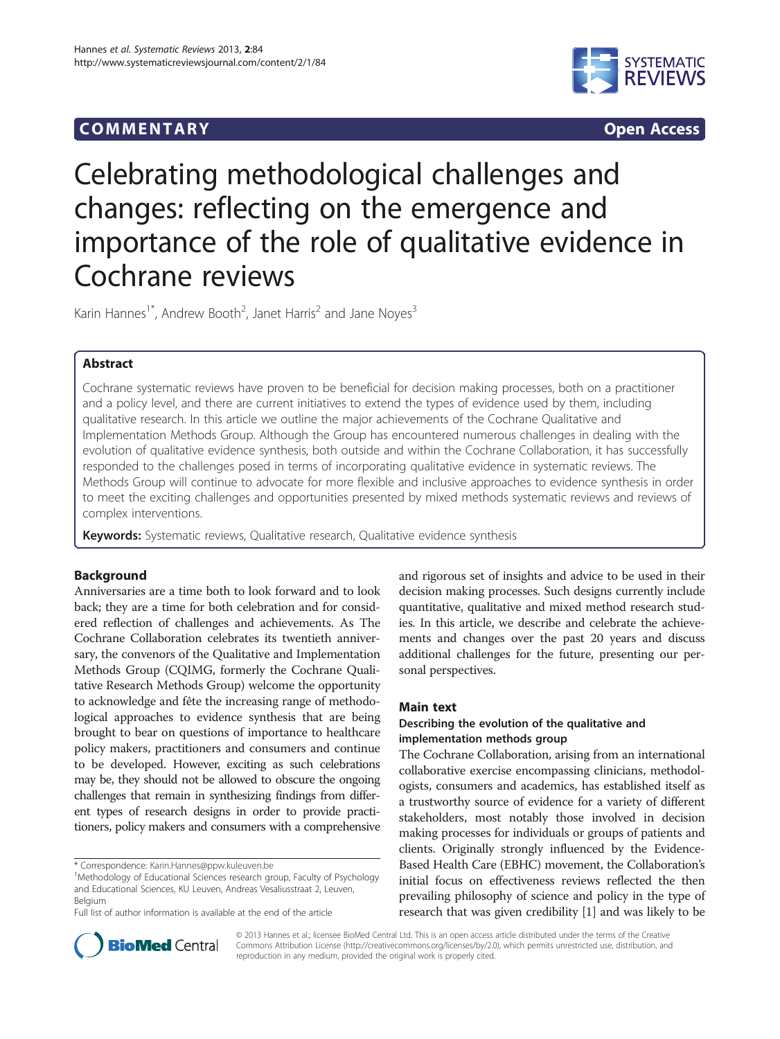COMMENTARY Open Access

# Celebrating methodological challenges and changes: reflecting on the emergence and importance of the role of qualitative evidence in Cochrane reviews

Karin Hannes[1*], Andrew Booth[2], Janet Harris[2] and Jane Noyes[3]

## Abstract

Cochrane systematic reviews have proven to be beneficial for decision making processes, both on a practitioner and a policy level, and there are current initiatives to extend the types of evidence used by them, including qualitative research. In this article we outline the major achievements of the Cochrane Qualitative and Implementation Methods Group. Although the Group has encountered numerous challenges in dealing with the evolution of qualitative evidence synthesis, both outside and within the Cochrane Collaboration, it has successfully responded to the challenges posed in terms of incorporating qualitative evidence in systematic reviews. The Methods Group will continue to advocate for more flexible and inclusive approaches to evidence synthesis in order to meet the exciting challenges and opportunities presented by mixed methods systematic reviews and reviews of complex interventions.

**Keywords:** Systematic reviews, Qualitative research, Qualitative evidence synthesis

## Background

Anniversaries are a time both to look forward and to look back; they are a time for both celebration and for considered reflection of challenges and achievements. As The Cochrane Collaboration celebrates its twentieth anniversary, the convenors of the Qualitative and Implementation Methods Group (CQIMG, formerly the Cochrane Qualitative Research Methods Group) welcome the opportunity to acknowledge and fête the increasing range of methodological approaches to evidence synthesis that are being brought to bear on questions of importance to healthcare policy makers, practitioners and consumers and continue to be developed. However, exciting as such celebrations may be, they should not be allowed to obscure the ongoing challenges that remain in synthesizing findings from different types of research designs in order to provide practitioners, policy makers and consumers with a comprehensive and rigorous set of insights and advice to be used in their decision making processes. Such designs currently include quantitative, qualitative and mixed method research studies. In this article, we describe and celebrate the achievements and changes over the past 20 years and discuss additional challenges for the future, presenting our personal perspectives.

## Main text

### Describing the evolution of the qualitative and implementation methods group

The Cochrane Collaboration, arising from an international collaborative exercise encompassing clinicians, methodologists, consumers and academics, has established itself as a trustworthy source of evidence for a variety of different stakeholders, most notably those involved in decision making processes for individuals or groups of patients and clients. Originally strongly influenced by the Evidence-Based Health Care (EBHC) movement, the Collaboration's initial focus on effectiveness reviews reflected the then prevailing philosophy of science and policy in the type of research that was given credibility [1] and was likely to be

\* Correspondence: Karin.Hannes@ppw.kuleuven.be
[1]Methodology of Educational Sciences research group, Faculty of Psychology and Educational Sciences, KU Leuven, Andreas Vesaliusstraat 2, Leuven, Belgium
Full list of author information is available at the end of the article

© 2013 Hannes et al.; licensee BioMed Central Ltd. This is an open access article distributed under the terms of the Creative Commons Attribution License (http://creativecommons.org/licenses/by/2.0), which permits unrestricted use, distribution, and reproduction in any medium, provided the original work is properly cited.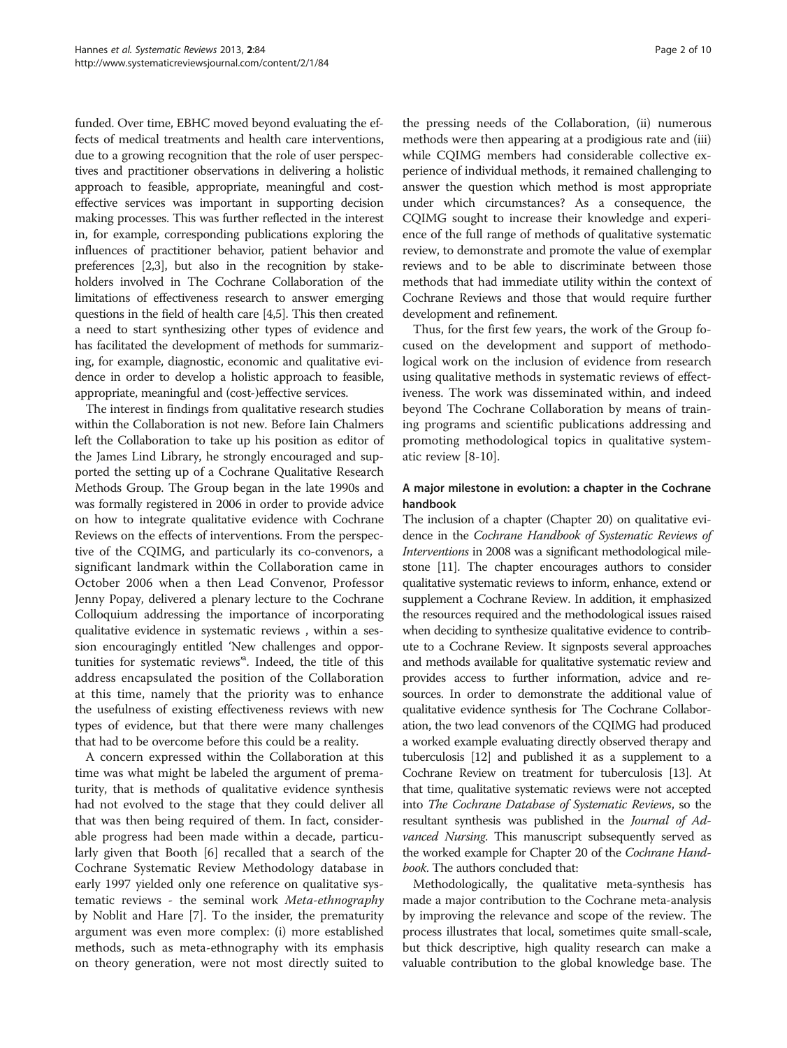funded. Over time, EBHC moved beyond evaluating the effects of medical treatments and health care interventions, due to a growing recognition that the role of user perspectives and practitioner observations in delivering a holistic approach to feasible, appropriate, meaningful and cost-effective services was important in supporting decision making processes. This was further reflected in the interest in, for example, corresponding publications exploring the influences of practitioner behavior, patient behavior and preferences [2,3], but also in the recognition by stakeholders involved in The Cochrane Collaboration of the limitations of effectiveness research to answer emerging questions in the field of health care [4,5]. This then created a need to start synthesizing other types of evidence and has facilitated the development of methods for summarizing, for example, diagnostic, economic and qualitative evidence in order to develop a holistic approach to feasible, appropriate, meaningful and (cost-)effective services.

The interest in findings from qualitative research studies within the Collaboration is not new. Before Iain Chalmers left the Collaboration to take up his position as editor of the James Lind Library, he strongly encouraged and supported the setting up of a Cochrane Qualitative Research Methods Group. The Group began in the late 1990s and was formally registered in 2006 in order to provide advice on how to integrate qualitative evidence with Cochrane Reviews on the effects of interventions. From the perspective of the CQIMG, and particularly its co-convenors, a significant landmark within the Collaboration came in October 2006 when a then Lead Convenor, Professor Jenny Popay, delivered a plenary lecture to the Cochrane Colloquium addressing the importance of incorporating qualitative evidence in systematic reviews , within a session encouragingly entitled 'New challenges and opportunities for systematic reviews'[a]. Indeed, the title of this address encapsulated the position of the Collaboration at this time, namely that the priority was to enhance the usefulness of existing effectiveness reviews with new types of evidence, but that there were many challenges that had to be overcome before this could be a reality.

A concern expressed within the Collaboration at this time was what might be labeled the argument of prematurity, that is methods of qualitative evidence synthesis had not evolved to the stage that they could deliver all that was then being required of them. In fact, considerable progress had been made within a decade, particularly given that Booth [6] recalled that a search of the Cochrane Systematic Review Methodology database in early 1997 yielded only one reference on qualitative systematic reviews - the seminal work *Meta-ethnography* by Noblit and Hare [7]. To the insider, the prematurity argument was even more complex: (i) more established methods, such as meta-ethnography with its emphasis on theory generation, were not most directly suited to the pressing needs of the Collaboration, (ii) numerous methods were then appearing at a prodigious rate and (iii) while CQIMG members had considerable collective experience of individual methods, it remained challenging to answer the question which method is most appropriate under which circumstances? As a consequence, the CQIMG sought to increase their knowledge and experience of the full range of methods of qualitative systematic review, to demonstrate and promote the value of exemplar reviews and to be able to discriminate between those methods that had immediate utility within the context of Cochrane Reviews and those that would require further development and refinement.

Thus, for the first few years, the work of the Group focused on the development and support of methodological work on the inclusion of evidence from research using qualitative methods in systematic reviews of effectiveness. The work was disseminated within, and indeed beyond The Cochrane Collaboration by means of training programs and scientific publications addressing and promoting methodological topics in qualitative systematic review [8-10].

### A major milestone in evolution: a chapter in the Cochrane handbook

The inclusion of a chapter (Chapter 20) on qualitative evidence in the *Cochrane Handbook of Systematic Reviews of Interventions* in 2008 was a significant methodological milestone [11]. The chapter encourages authors to consider qualitative systematic reviews to inform, enhance, extend or supplement a Cochrane Review. In addition, it emphasized the resources required and the methodological issues raised when deciding to synthesize qualitative evidence to contribute to a Cochrane Review. It signposts several approaches and methods available for qualitative systematic review and provides access to further information, advice and resources. In order to demonstrate the additional value of qualitative evidence synthesis for The Cochrane Collaboration, the two lead convenors of the CQIMG had produced a worked example evaluating directly observed therapy and tuberculosis [12] and published it as a supplement to a Cochrane Review on treatment for tuberculosis [13]. At that time, qualitative systematic reviews were not accepted into *The Cochrane Database of Systematic Reviews*, so the resultant synthesis was published in the *Journal of Advanced Nursing*. This manuscript subsequently served as the worked example for Chapter 20 of the *Cochrane Handbook*. The authors concluded that:

Methodologically, the qualitative meta-synthesis has made a major contribution to the Cochrane meta-analysis by improving the relevance and scope of the review. The process illustrates that local, sometimes quite small-scale, but thick descriptive, high quality research can make a valuable contribution to the global knowledge base. The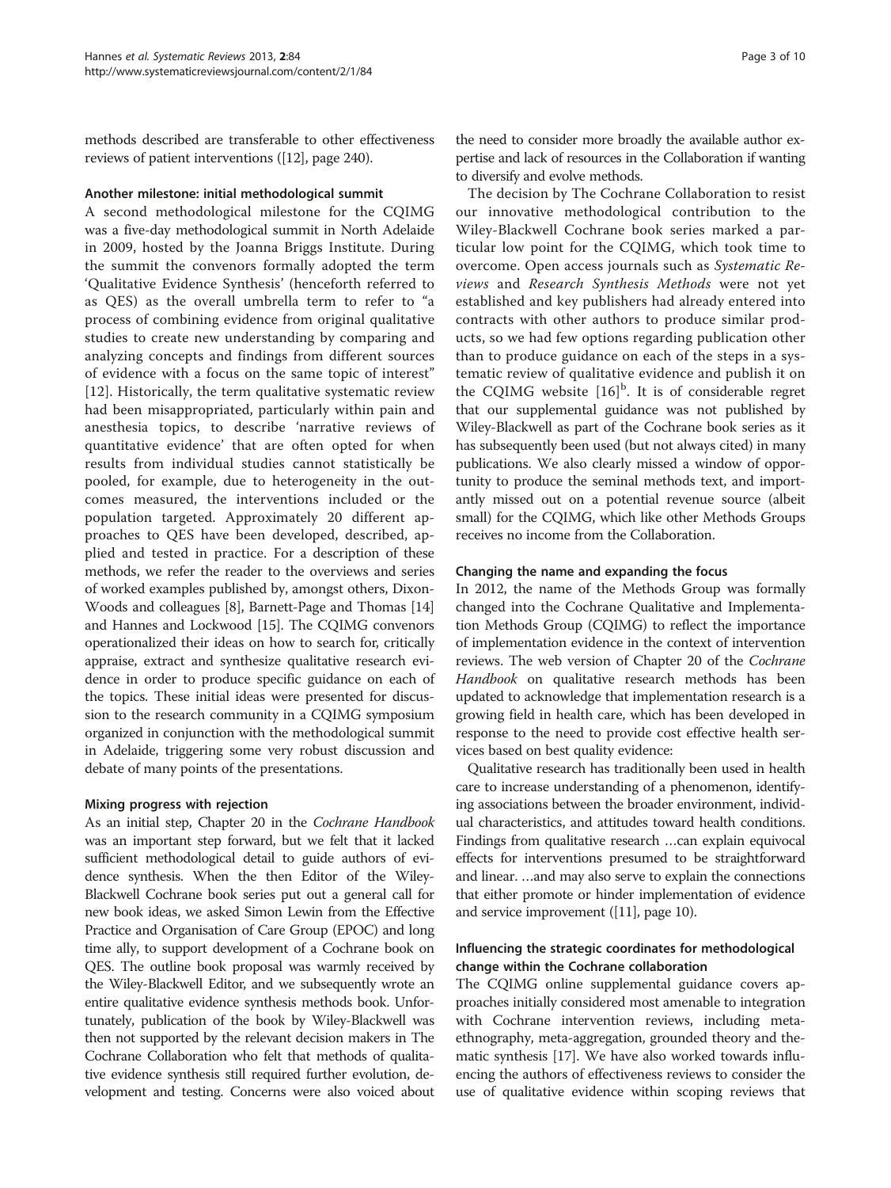methods described are transferable to other effectiveness reviews of patient interventions ([12], page 240).

#### Another milestone: initial methodological summit

A second methodological milestone for the CQIMG was a five-day methodological summit in North Adelaide in 2009, hosted by the Joanna Briggs Institute. During the summit the convenors formally adopted the term 'Qualitative Evidence Synthesis' (henceforth referred to as QES) as the overall umbrella term to refer to "a process of combining evidence from original qualitative studies to create new understanding by comparing and analyzing concepts and findings from different sources of evidence with a focus on the same topic of interest" [12]. Historically, the term qualitative systematic review had been misappropriated, particularly within pain and anesthesia topics, to describe 'narrative reviews of quantitative evidence' that are often opted for when results from individual studies cannot statistically be pooled, for example, due to heterogeneity in the outcomes measured, the interventions included or the population targeted. Approximately 20 different approaches to QES have been developed, described, applied and tested in practice. For a description of these methods, we refer the reader to the overviews and series of worked examples published by, amongst others, Dixon-Woods and colleagues [8], Barnett-Page and Thomas [14] and Hannes and Lockwood [15]. The CQIMG convenors operationalized their ideas on how to search for, critically appraise, extract and synthesize qualitative research evidence in order to produce specific guidance on each of the topics. These initial ideas were presented for discussion to the research community in a CQIMG symposium organized in conjunction with the methodological summit in Adelaide, triggering some very robust discussion and debate of many points of the presentations.

#### Mixing progress with rejection

As an initial step, Chapter 20 in the *Cochrane Handbook* was an important step forward, but we felt that it lacked sufficient methodological detail to guide authors of evidence synthesis. When the then Editor of the Wiley-Blackwell Cochrane book series put out a general call for new book ideas, we asked Simon Lewin from the Effective Practice and Organisation of Care Group (EPOC) and long time ally, to support development of a Cochrane book on QES. The outline book proposal was warmly received by the Wiley-Blackwell Editor, and we subsequently wrote an entire qualitative evidence synthesis methods book. Unfortunately, publication of the book by Wiley-Blackwell was then not supported by the relevant decision makers in The Cochrane Collaboration who felt that methods of qualitative evidence synthesis still required further evolution, development and testing. Concerns were also voiced about the need to consider more broadly the available author expertise and lack of resources in the Collaboration if wanting to diversify and evolve methods.

The decision by The Cochrane Collaboration to resist our innovative methodological contribution to the Wiley-Blackwell Cochrane book series marked a particular low point for the CQIMG, which took time to overcome. Open access journals such as *Systematic Reviews* and *Research Synthesis Methods* were not yet established and key publishers had already entered into contracts with other authors to produce similar products, so we had few options regarding publication other than to produce guidance on each of the steps in a systematic review of qualitative evidence and publish it on the CQIMG website [16][b]. It is of considerable regret that our supplemental guidance was not published by Wiley-Blackwell as part of the Cochrane book series as it has subsequently been used (but not always cited) in many publications. We also clearly missed a window of opportunity to produce the seminal methods text, and importantly missed out on a potential revenue source (albeit small) for the CQIMG, which like other Methods Groups receives no income from the Collaboration.

#### Changing the name and expanding the focus

In 2012, the name of the Methods Group was formally changed into the Cochrane Qualitative and Implementation Methods Group (CQIMG) to reflect the importance of implementation evidence in the context of intervention reviews. The web version of Chapter 20 of the *Cochrane Handbook* on qualitative research methods has been updated to acknowledge that implementation research is a growing field in health care, which has been developed in response to the need to provide cost effective health services based on best quality evidence:

Qualitative research has traditionally been used in health care to increase understanding of a phenomenon, identifying associations between the broader environment, individual characteristics, and attitudes toward health conditions. Findings from qualitative research …can explain equivocal effects for interventions presumed to be straightforward and linear. …and may also serve to explain the connections that either promote or hinder implementation of evidence and service improvement ([11], page 10).

#### Influencing the strategic coordinates for methodological change within the Cochrane collaboration

The CQIMG online supplemental guidance covers approaches initially considered most amenable to integration with Cochrane intervention reviews, including meta-ethnography, meta-aggregation, grounded theory and thematic synthesis [17]. We have also worked towards influencing the authors of effectiveness reviews to consider the use of qualitative evidence within scoping reviews that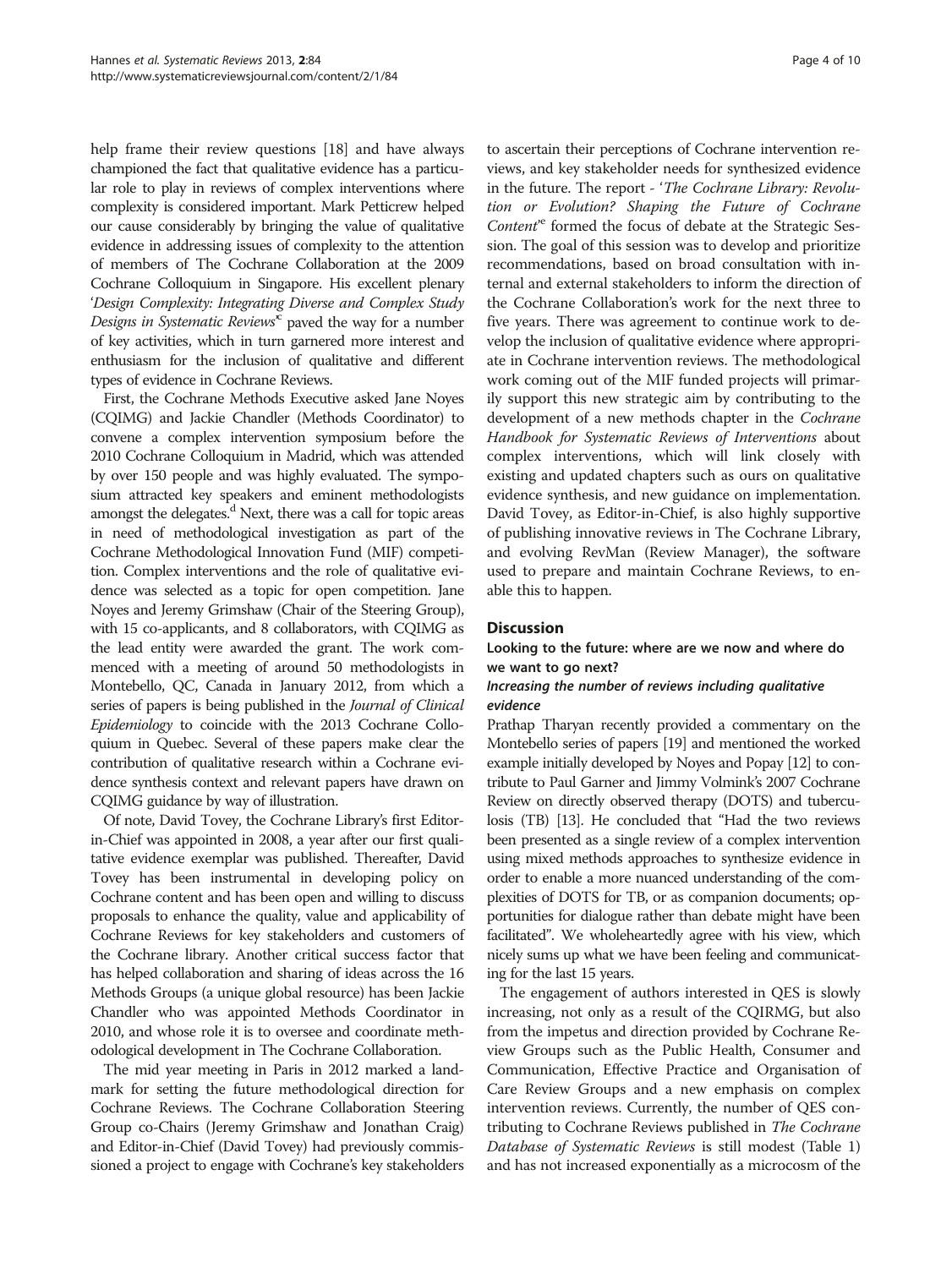help frame their review questions [18] and have always championed the fact that qualitative evidence has a particular role to play in reviews of complex interventions where complexity is considered important. Mark Petticrew helped our cause considerably by bringing the value of qualitative evidence in addressing issues of complexity to the attention of members of The Cochrane Collaboration at the 2009 Cochrane Colloquium in Singapore. His excellent plenary '*Design Complexity: Integrating Diverse and Complex Study Designs in Systematic Reviews*'[c] paved the way for a number of key activities, which in turn garnered more interest and enthusiasm for the inclusion of qualitative and different types of evidence in Cochrane Reviews.

First, the Cochrane Methods Executive asked Jane Noyes (CQIMG) and Jackie Chandler (Methods Coordinator) to convene a complex intervention symposium before the 2010 Cochrane Colloquium in Madrid, which was attended by over 150 people and was highly evaluated. The symposium attracted key speakers and eminent methodologists amongst the delegates.[d] Next, there was a call for topic areas in need of methodological investigation as part of the Cochrane Methodological Innovation Fund (MIF) competition. Complex interventions and the role of qualitative evidence was selected as a topic for open competition. Jane Noyes and Jeremy Grimshaw (Chair of the Steering Group), with 15 co-applicants, and 8 collaborators, with CQIMG as the lead entity were awarded the grant. The work commenced with a meeting of around 50 methodologists in Montebello, QC, Canada in January 2012, from which a series of papers is being published in the *Journal of Clinical Epidemiology* to coincide with the 2013 Cochrane Colloquium in Quebec. Several of these papers make clear the contribution of qualitative research within a Cochrane evidence synthesis context and relevant papers have drawn on CQIMG guidance by way of illustration.

Of note, David Tovey, the Cochrane Library's first Editor-in-Chief was appointed in 2008, a year after our first qualitative evidence exemplar was published. Thereafter, David Tovey has been instrumental in developing policy on Cochrane content and has been open and willing to discuss proposals to enhance the quality, value and applicability of Cochrane Reviews for key stakeholders and customers of the Cochrane library. Another critical success factor that has helped collaboration and sharing of ideas across the 16 Methods Groups (a unique global resource) has been Jackie Chandler who was appointed Methods Coordinator in 2010, and whose role it is to oversee and coordinate methodological development in The Cochrane Collaboration.

The mid year meeting in Paris in 2012 marked a landmark for setting the future methodological direction for Cochrane Reviews. The Cochrane Collaboration Steering Group co-Chairs (Jeremy Grimshaw and Jonathan Craig) and Editor-in-Chief (David Tovey) had previously commissioned a project to engage with Cochrane's key stakeholders to ascertain their perceptions of Cochrane intervention reviews, and key stakeholder needs for synthesized evidence in the future. The report - '*The Cochrane Library: Revolution or Evolution? Shaping the Future of Cochrane Content*'[e] formed the focus of debate at the Strategic Session. The goal of this session was to develop and prioritize recommendations, based on broad consultation with internal and external stakeholders to inform the direction of the Cochrane Collaboration's work for the next three to five years. There was agreement to continue work to develop the inclusion of qualitative evidence where appropriate in Cochrane intervention reviews. The methodological work coming out of the MIF funded projects will primarily support this new strategic aim by contributing to the development of a new methods chapter in the *Cochrane Handbook for Systematic Reviews of Interventions* about complex interventions, which will link closely with existing and updated chapters such as ours on qualitative evidence synthesis, and new guidance on implementation. David Tovey, as Editor-in-Chief, is also highly supportive of publishing innovative reviews in The Cochrane Library, and evolving RevMan (Review Manager), the software used to prepare and maintain Cochrane Reviews, to enable this to happen.

## Discussion

### Looking to the future: where are we now and where do we want to go next?

#### *Increasing the number of reviews including qualitative evidence*

Prathap Tharyan recently provided a commentary on the Montebello series of papers [19] and mentioned the worked example initially developed by Noyes and Popay [12] to contribute to Paul Garner and Jimmy Volmink's 2007 Cochrane Review on directly observed therapy (DOTS) and tuberculosis (TB) [13]. He concluded that "Had the two reviews been presented as a single review of a complex intervention using mixed methods approaches to synthesize evidence in order to enable a more nuanced understanding of the complexities of DOTS for TB, or as companion documents; opportunities for dialogue rather than debate might have been facilitated". We wholeheartedly agree with his view, which nicely sums up what we have been feeling and communicating for the last 15 years.

The engagement of authors interested in QES is slowly increasing, not only as a result of the CQIRMG, but also from the impetus and direction provided by Cochrane Review Groups such as the Public Health, Consumer and Communication, Effective Practice and Organisation of Care Review Groups and a new emphasis on complex intervention reviews. Currently, the number of QES contributing to Cochrane Reviews published in *The Cochrane Database of Systematic Reviews* is still modest (Table 1) and has not increased exponentially as a microcosm of the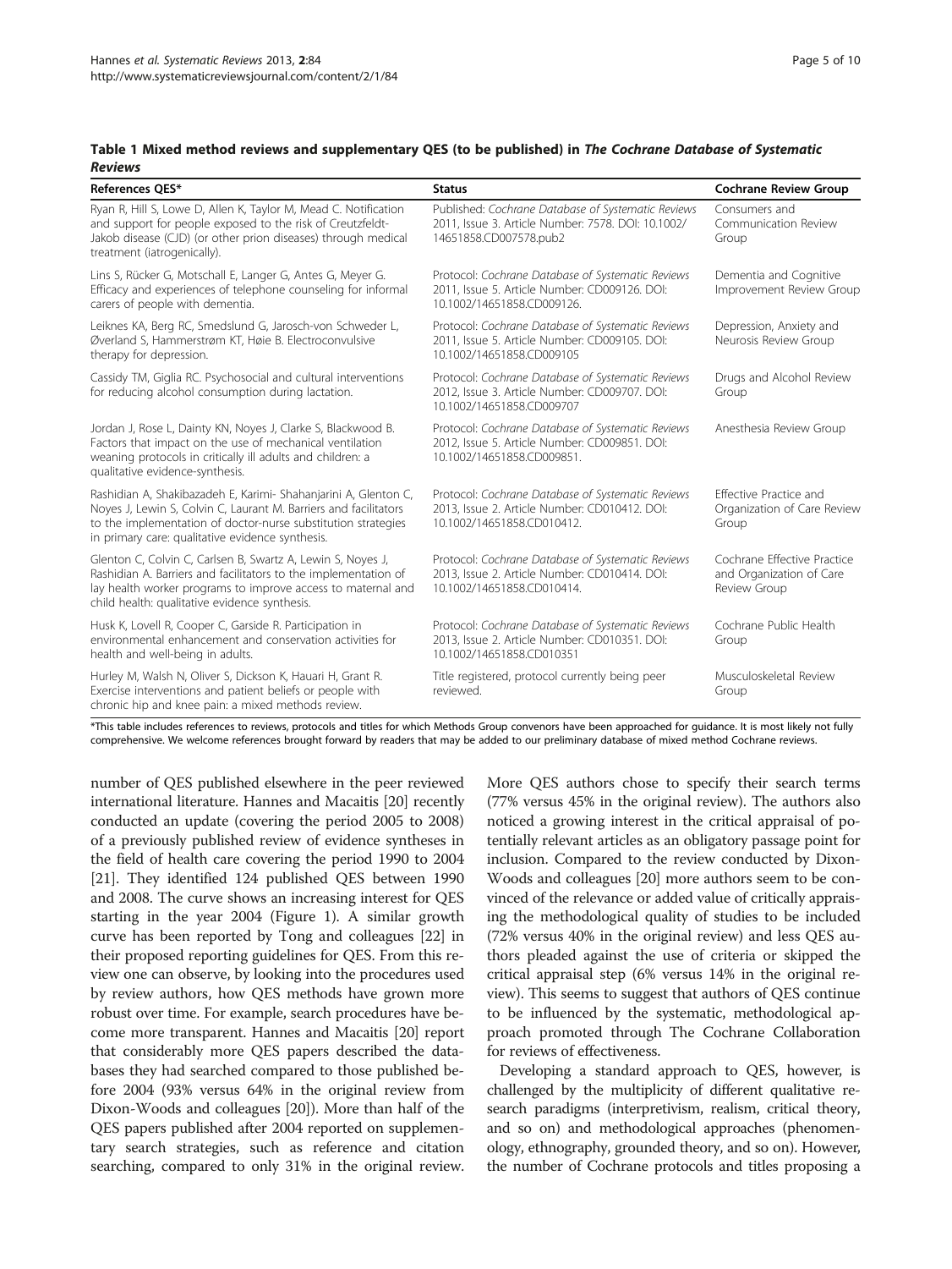**Table 1 Mixed method reviews and supplementary QES (to be published) in *The Cochrane Database of Systematic Reviews***

| References QES* | Status | Cochrane Review Group |
|---|---|---|
| Ryan R, Hill S, Lowe D, Allen K, Taylor M, Mead C. Notification and support for people exposed to the risk of Creutzfeldt-Jakob disease (CJD) (or other prion diseases) through medical treatment (iatrogenically). | Published: *Cochrane Database of Systematic Reviews* 2011, Issue 3. Article Number: 7578. DOI: 10.1002/14651858.CD007578.pub2 | Consumers and Communication Review Group |
| Lins S, Rücker G, Motschall E, Langer G, Antes G, Meyer G. Efficacy and experiences of telephone counseling for informal carers of people with dementia. | Protocol: *Cochrane Database of Systematic Reviews* 2011, Issue 5. Article Number: CD009126. DOI: 10.1002/14651858.CD009126. | Dementia and Cognitive Improvement Review Group |
| Leiknes KA, Berg RC, Smedslund G, Jarosch-von Schweder L, Øverland S, Hammerstrøm KT, Høie B. Electroconvulsive therapy for depression. | Protocol: *Cochrane Database of Systematic Reviews* 2011, Issue 5. Article Number: CD009105. DOI: 10.1002/14651858.CD009105 | Depression, Anxiety and Neurosis Review Group |
| Cassidy TM, Giglia RC. Psychosocial and cultural interventions for reducing alcohol consumption during lactation. | Protocol: *Cochrane Database of Systematic Reviews* 2012, Issue 3. Article Number: CD009707. DOI: 10.1002/14651858.CD009707 | Drugs and Alcohol Review Group |
| Jordan J, Rose L, Dainty KN, Noyes J, Clarke S, Blackwood B. Factors that impact on the use of mechanical ventilation weaning protocols in critically ill adults and children: a qualitative evidence-synthesis. | Protocol: *Cochrane Database of Systematic Reviews* 2012, Issue 5. Article Number: CD009851. DOI: 10.1002/14651858.CD009851. | Anesthesia Review Group |
| Rashidian A, Shakibazadeh E, Karimi- Shahanjarini A, Glenton C, Noyes J, Lewin S, Colvin C, Laurant M. Barriers and facilitators to the implementation of doctor-nurse substitution strategies in primary care: qualitative evidence synthesis. | Protocol: *Cochrane Database of Systematic Reviews* 2013, Issue 2. Article Number: CD010412. DOI: 10.1002/14651858.CD010412. | Effective Practice and Organization of Care Review Group |
| Glenton C, Colvin C, Carlsen B, Swartz A, Lewin S, Noyes J, Rashidian A. Barriers and facilitators to the implementation of lay health worker programs to improve access to maternal and child health: qualitative evidence synthesis. | Protocol: *Cochrane Database of Systematic Reviews* 2013, Issue 2. Article Number: CD010414. DOI: 10.1002/14651858.CD010414. | Cochrane Effective Practice and Organization of Care Review Group |
| Husk K, Lovell R, Cooper C, Garside R. Participation in environmental enhancement and conservation activities for health and well-being in adults. | Protocol: *Cochrane Database of Systematic Reviews* 2013, Issue 2. Article Number: CD010351. DOI: 10.1002/14651858.CD010351 | Cochrane Public Health Group |
| Hurley M, Walsh N, Oliver S, Dickson K, Hauari H, Grant R. Exercise interventions and patient beliefs or people with chronic hip and knee pain: a mixed methods review. | Title registered, protocol currently being peer reviewed. | Musculoskeletal Review Group |

*This table includes references to reviews, protocols and titles for which Methods Group convenors have been approached for guidance. It is most likely not fully comprehensive. We welcome references brought forward by readers that may be added to our preliminary database of mixed method Cochrane reviews.

number of QES published elsewhere in the peer reviewed international literature. Hannes and Macaitis [20] recently conducted an update (covering the period 2005 to 2008) of a previously published review of evidence syntheses in the field of health care covering the period 1990 to 2004 [21]. They identified 124 published QES between 1990 and 2008. The curve shows an increasing interest for QES starting in the year 2004 (Figure 1). A similar growth curve has been reported by Tong and colleagues [22] in their proposed reporting guidelines for QES. From this review one can observe, by looking into the procedures used by review authors, how QES methods have grown more robust over time. For example, search procedures have become more transparent. Hannes and Macaitis [20] report that considerably more QES papers described the databases they had searched compared to those published before 2004 (93% versus 64% in the original review from Dixon-Woods and colleagues [20]). More than half of the QES papers published after 2004 reported on supplementary search strategies, such as reference and citation searching, compared to only 31% in the original review. More QES authors chose to specify their search terms (77% versus 45% in the original review). The authors also noticed a growing interest in the critical appraisal of potentially relevant articles as an obligatory passage point for inclusion. Compared to the review conducted by Dixon-Woods and colleagues [20] more authors seem to be convinced of the relevance or added value of critically appraising the methodological quality of studies to be included (72% versus 40% in the original review) and less QES authors pleaded against the use of criteria or skipped the critical appraisal step (6% versus 14% in the original review). This seems to suggest that authors of QES continue to be influenced by the systematic, methodological approach promoted through The Cochrane Collaboration for reviews of effectiveness.

Developing a standard approach to QES, however, is challenged by the multiplicity of different qualitative research paradigms (interpretivism, realism, critical theory, and so on) and methodological approaches (phenomenology, ethnography, grounded theory, and so on). However, the number of Cochrane protocols and titles proposing a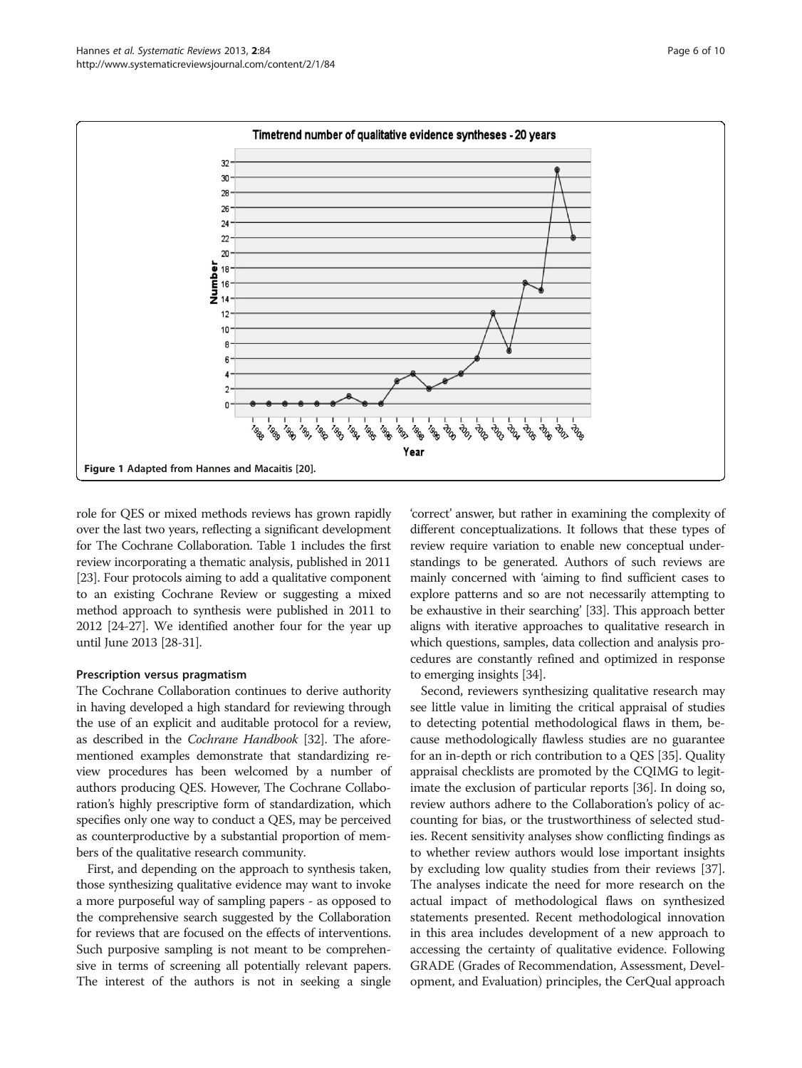Figure 1 Adapted from Hannes and Macaitis [20].

role for QES or mixed methods reviews has grown rapidly over the last two years, reflecting a significant development for The Cochrane Collaboration. Table 1 includes the first review incorporating a thematic analysis, published in 2011 [23]. Four protocols aiming to add a qualitative component to an existing Cochrane Review or suggesting a mixed method approach to synthesis were published in 2011 to 2012 [24-27]. We identified another four for the year up until June 2013 [28-31].

#### Prescription versus pragmatism

The Cochrane Collaboration continues to derive authority in having developed a high standard for reviewing through the use of an explicit and auditable protocol for a review, as described in the *Cochrane Handbook* [32]. The aforementioned examples demonstrate that standardizing review procedures has been welcomed by a number of authors producing QES. However, The Cochrane Collaboration's highly prescriptive form of standardization, which specifies only one way to conduct a QES, may be perceived as counterproductive by a substantial proportion of members of the qualitative research community.

First, and depending on the approach to synthesis taken, those synthesizing qualitative evidence may want to invoke a more purposeful way of sampling papers - as opposed to the comprehensive search suggested by the Collaboration for reviews that are focused on the effects of interventions. Such purposive sampling is not meant to be comprehensive in terms of screening all potentially relevant papers. The interest of the authors is not in seeking a single 'correct' answer, but rather in examining the complexity of different conceptualizations. It follows that these types of review require variation to enable new conceptual understandings to be generated. Authors of such reviews are mainly concerned with 'aiming to find sufficient cases to explore patterns and so are not necessarily attempting to be exhaustive in their searching' [33]. This approach better aligns with iterative approaches to qualitative research in which questions, samples, data collection and analysis procedures are constantly refined and optimized in response to emerging insights [34].

Second, reviewers synthesizing qualitative research may see little value in limiting the critical appraisal of studies to detecting potential methodological flaws in them, because methodologically flawless studies are no guarantee for an in-depth or rich contribution to a QES [35]. Quality appraisal checklists are promoted by the CQIMG to legitimate the exclusion of particular reports [36]. In doing so, review authors adhere to the Collaboration's policy of accounting for bias, or the trustworthiness of selected studies. Recent sensitivity analyses show conflicting findings as to whether review authors would lose important insights by excluding low quality studies from their reviews [37]. The analyses indicate the need for more research on the actual impact of methodological flaws on synthesized statements presented. Recent methodological innovation in this area includes development of a new approach to accessing the certainty of qualitative evidence. Following GRADE (Grades of Recommendation, Assessment, Development, and Evaluation) principles, the CerQual approach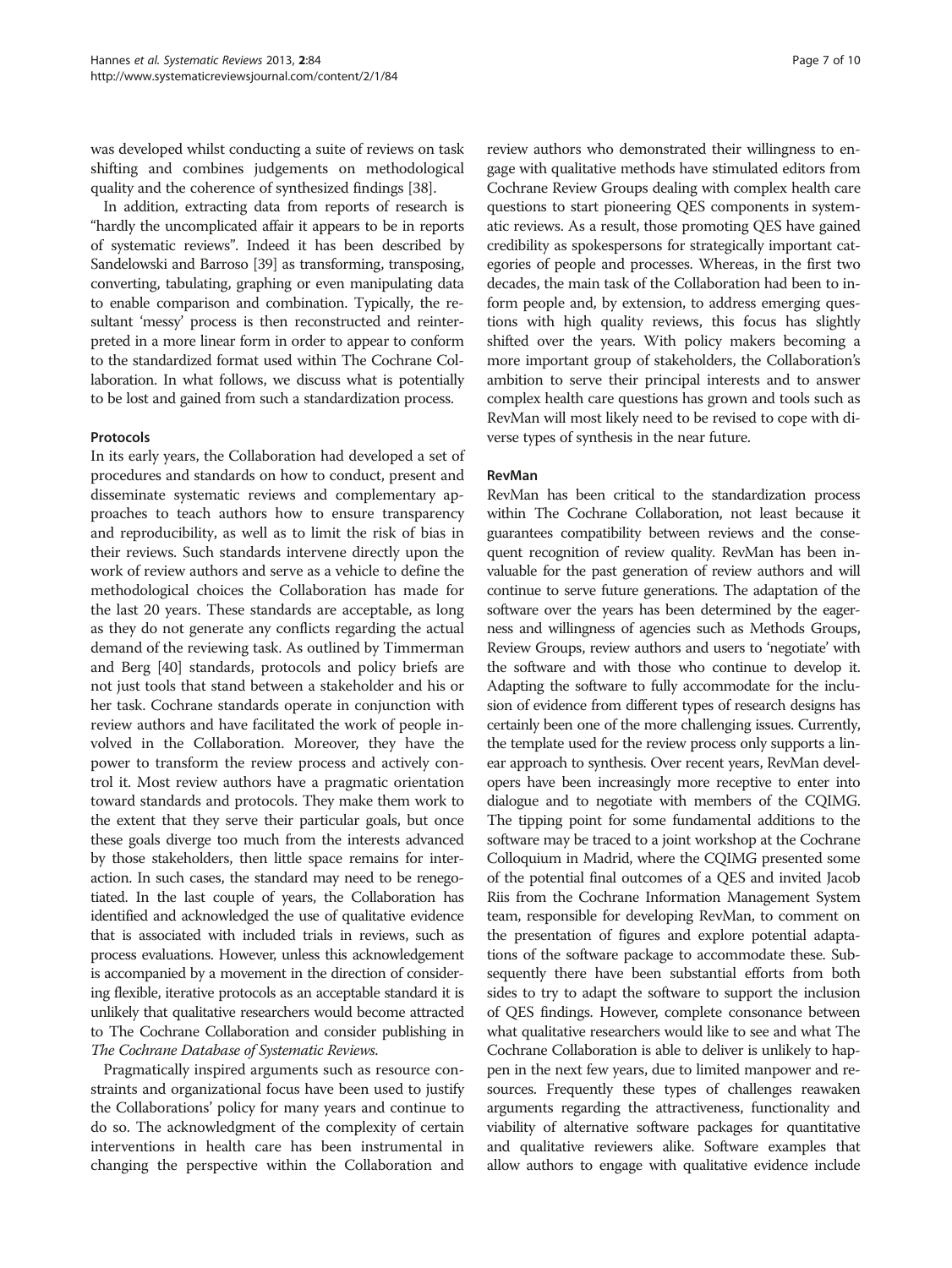was developed whilst conducting a suite of reviews on task shifting and combines judgements on methodological quality and the coherence of synthesized findings [38].

In addition, extracting data from reports of research is "hardly the uncomplicated affair it appears to be in reports of systematic reviews". Indeed it has been described by Sandelowski and Barroso [39] as transforming, transposing, converting, tabulating, graphing or even manipulating data to enable comparison and combination. Typically, the resultant 'messy' process is then reconstructed and reinterpreted in a more linear form in order to appear to conform to the standardized format used within The Cochrane Collaboration. In what follows, we discuss what is potentially to be lost and gained from such a standardization process.

### Protocols

In its early years, the Collaboration had developed a set of procedures and standards on how to conduct, present and disseminate systematic reviews and complementary approaches to teach authors how to ensure transparency and reproducibility, as well as to limit the risk of bias in their reviews. Such standards intervene directly upon the work of review authors and serve as a vehicle to define the methodological choices the Collaboration has made for the last 20 years. These standards are acceptable, as long as they do not generate any conflicts regarding the actual demand of the reviewing task. As outlined by Timmerman and Berg [40] standards, protocols and policy briefs are not just tools that stand between a stakeholder and his or her task. Cochrane standards operate in conjunction with review authors and have facilitated the work of people involved in the Collaboration. Moreover, they have the power to transform the review process and actively control it. Most review authors have a pragmatic orientation toward standards and protocols. They make them work to the extent that they serve their particular goals, but once these goals diverge too much from the interests advanced by those stakeholders, then little space remains for interaction. In such cases, the standard may need to be renegotiated. In the last couple of years, the Collaboration has identified and acknowledged the use of qualitative evidence that is associated with included trials in reviews, such as process evaluations. However, unless this acknowledgement is accompanied by a movement in the direction of considering flexible, iterative protocols as an acceptable standard it is unlikely that qualitative researchers would become attracted to The Cochrane Collaboration and consider publishing in *The Cochrane Database of Systematic Reviews.*

Pragmatically inspired arguments such as resource constraints and organizational focus have been used to justify the Collaborations' policy for many years and continue to do so. The acknowledgment of the complexity of certain interventions in health care has been instrumental in changing the perspective within the Collaboration and review authors who demonstrated their willingness to engage with qualitative methods have stimulated editors from Cochrane Review Groups dealing with complex health care questions to start pioneering QES components in systematic reviews. As a result, those promoting QES have gained credibility as spokespersons for strategically important categories of people and processes. Whereas, in the first two decades, the main task of the Collaboration had been to inform people and, by extension, to address emerging questions with high quality reviews, this focus has slightly shifted over the years. With policy makers becoming a more important group of stakeholders, the Collaboration's ambition to serve their principal interests and to answer complex health care questions has grown and tools such as RevMan will most likely need to be revised to cope with diverse types of synthesis in the near future.

### RevMan

RevMan has been critical to the standardization process within The Cochrane Collaboration, not least because it guarantees compatibility between reviews and the consequent recognition of review quality. RevMan has been invaluable for the past generation of review authors and will continue to serve future generations. The adaptation of the software over the years has been determined by the eagerness and willingness of agencies such as Methods Groups, Review Groups, review authors and users to 'negotiate' with the software and with those who continue to develop it. Adapting the software to fully accommodate for the inclusion of evidence from different types of research designs has certainly been one of the more challenging issues. Currently, the template used for the review process only supports a linear approach to synthesis. Over recent years, RevMan developers have been increasingly more receptive to enter into dialogue and to negotiate with members of the CQIMG. The tipping point for some fundamental additions to the software may be traced to a joint workshop at the Cochrane Colloquium in Madrid, where the CQIMG presented some of the potential final outcomes of a QES and invited Jacob Riis from the Cochrane Information Management System team, responsible for developing RevMan, to comment on the presentation of figures and explore potential adaptations of the software package to accommodate these. Subsequently there have been substantial efforts from both sides to try to adapt the software to support the inclusion of QES findings. However, complete consonance between what qualitative researchers would like to see and what The Cochrane Collaboration is able to deliver is unlikely to happen in the next few years, due to limited manpower and resources. Frequently these types of challenges reawaken arguments regarding the attractiveness, functionality and viability of alternative software packages for quantitative and qualitative reviewers alike. Software examples that allow authors to engage with qualitative evidence include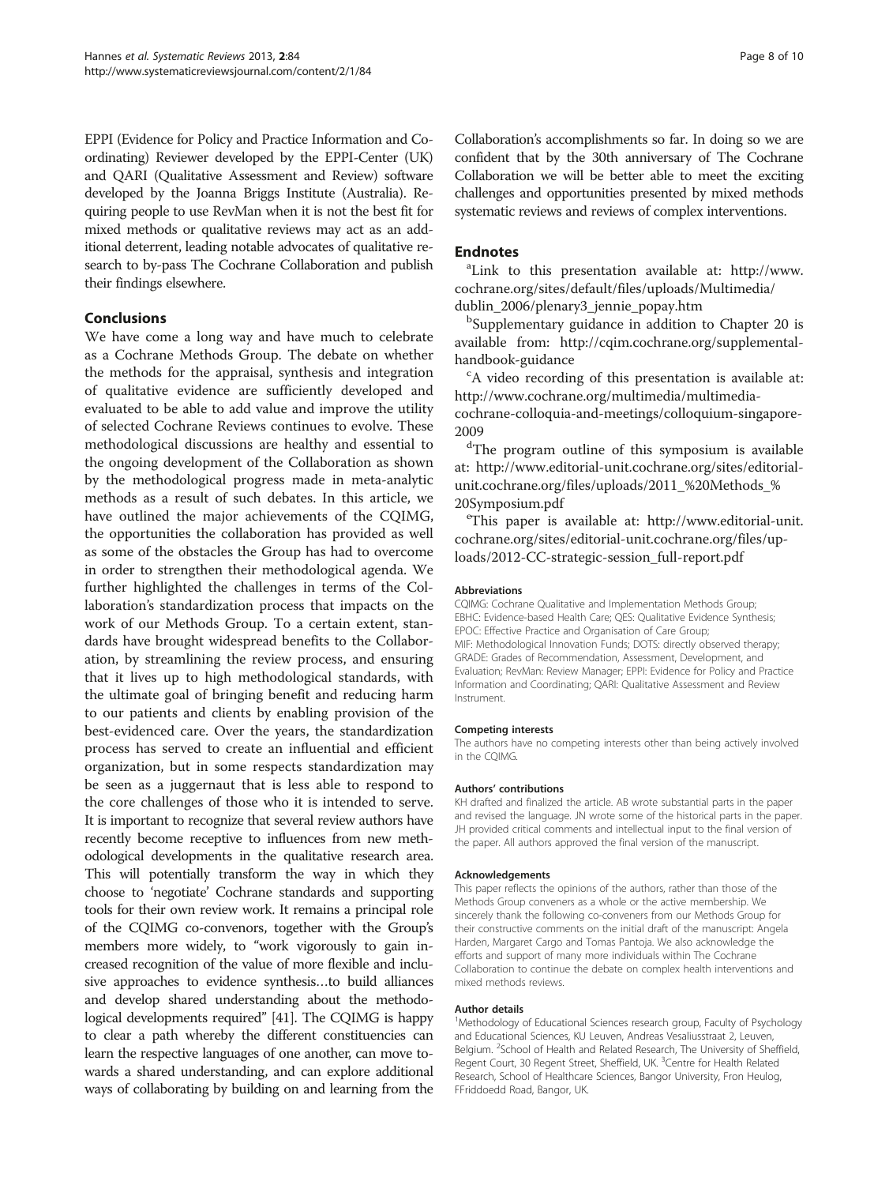EPPI (Evidence for Policy and Practice Information and Co-ordinating) Reviewer developed by the EPPI-Center (UK) and QARI (Qualitative Assessment and Review) software developed by the Joanna Briggs Institute (Australia). Requiring people to use RevMan when it is not the best fit for mixed methods or qualitative reviews may act as an additional deterrent, leading notable advocates of qualitative research to by-pass The Cochrane Collaboration and publish their findings elsewhere.

## Conclusions

We have come a long way and have much to celebrate as a Cochrane Methods Group. The debate on whether the methods for the appraisal, synthesis and integration of qualitative evidence are sufficiently developed and evaluated to be able to add value and improve the utility of selected Cochrane Reviews continues to evolve. These methodological discussions are healthy and essential to the ongoing development of the Collaboration as shown by the methodological progress made in meta-analytic methods as a result of such debates. In this article, we have outlined the major achievements of the CQIMG, the opportunities the collaboration has provided as well as some of the obstacles the Group has had to overcome in order to strengthen their methodological agenda. We further highlighted the challenges in terms of the Collaboration's standardization process that impacts on the work of our Methods Group. To a certain extent, standards have brought widespread benefits to the Collaboration, by streamlining the review process, and ensuring that it lives up to high methodological standards, with the ultimate goal of bringing benefit and reducing harm to our patients and clients by enabling provision of the best-evidenced care. Over the years, the standardization process has served to create an influential and efficient organization, but in some respects standardization may be seen as a juggernaut that is less able to respond to the core challenges of those who it is intended to serve. It is important to recognize that several review authors have recently become receptive to influences from new methodological developments in the qualitative research area. This will potentially transform the way in which they choose to 'negotiate' Cochrane standards and supporting tools for their own review work. It remains a principal role of the CQIMG co-convenors, together with the Group's members more widely, to "work vigorously to gain increased recognition of the value of more flexible and inclusive approaches to evidence synthesis…to build alliances and develop shared understanding about the methodological developments required" [41]. The CQIMG is happy to clear a path whereby the different constituencies can learn the respective languages of one another, can move towards a shared understanding, and can explore additional ways of collaborating by building on and learning from the Collaboration's accomplishments so far. In doing so we are confident that by the 30th anniversary of The Cochrane Collaboration we will be better able to meet the exciting challenges and opportunities presented by mixed methods systematic reviews and reviews of complex interventions.

## Endnotes

[a]Link to this presentation available at: http://www.cochrane.org/sites/default/files/uploads/Multimedia/dublin_2006/plenary3_jennie_popay.htm

[b]Supplementary guidance in addition to Chapter 20 is available from: http://cqim.cochrane.org/supplemental-handbook-guidance

[c]A video recording of this presentation is available at: http://www.cochrane.org/multimedia/multimedia-cochrane-colloquia-and-meetings/colloquium-singapore-2009

[d]The program outline of this symposium is available at: http://www.editorial-unit.cochrane.org/sites/editorial-unit.cochrane.org/files/uploads/2011_%20Methods_%20Symposium.pdf

[e]This paper is available at: http://www.editorial-unit.cochrane.org/sites/editorial-unit.cochrane.org/files/uploads/2012-CC-strategic-session_full-report.pdf

#### Abbreviations

CQIMG: Cochrane Qualitative and Implementation Methods Group; EBHC: Evidence-based Health Care; QES: Qualitative Evidence Synthesis; EPOC: Effective Practice and Organisation of Care Group; MIF: Methodological Innovation Funds; DOTS: directly observed therapy; GRADE: Grades of Recommendation, Assessment, Development, and Evaluation; RevMan: Review Manager; EPPI: Evidence for Policy and Practice Information and Coordinating; QARI: Qualitative Assessment and Review Instrument.

#### Competing interests

The authors have no competing interests other than being actively involved in the CQIMG.

#### Authors' contributions

KH drafted and finalized the article. AB wrote substantial parts in the paper and revised the language. JN wrote some of the historical parts in the paper. JH provided critical comments and intellectual input to the final version of the paper. All authors approved the final version of the manuscript.

#### Acknowledgements

This paper reflects the opinions of the authors, rather than those of the Methods Group conveners as a whole or the active membership. We sincerely thank the following co-conveners from our Methods Group for their constructive comments on the initial draft of the manuscript: Angela Harden, Margaret Cargo and Tomas Pantoja. We also acknowledge the efforts and support of many more individuals within The Cochrane Collaboration to continue the debate on complex health interventions and mixed methods reviews.

#### Author details

[1]Methodology of Educational Sciences research group, Faculty of Psychology and Educational Sciences, KU Leuven, Andreas Vesaliusstraat 2, Leuven, Belgium. [2]School of Health and Related Research, The University of Sheffield, Regent Court, 30 Regent Street, Sheffield, UK. [3]Centre for Health Related Research, School of Healthcare Sciences, Bangor University, Fron Heulog, FFriddoedd Road, Bangor, UK.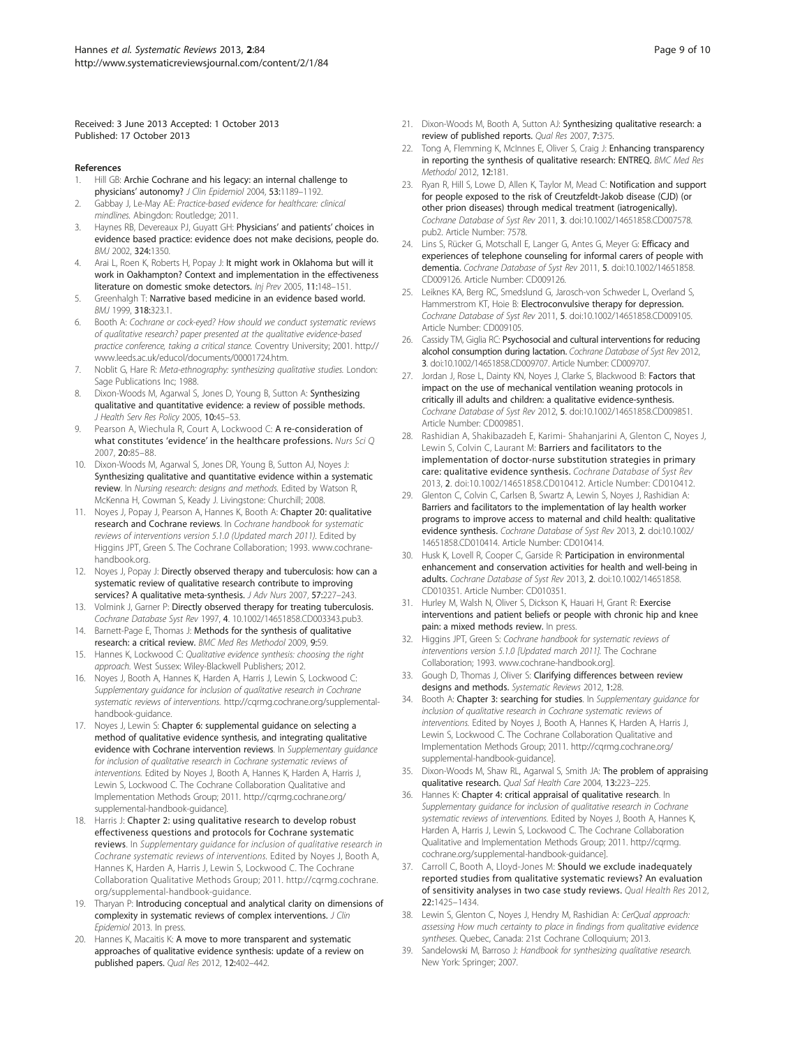Received: 3 June 2013 Accepted: 1 October 2013
Published: 17 October 2013

## References

1. Hill GB: **Archie Cochrane and his legacy: an internal challenge to physicians' autonomy?** *J Clin Epidemiol* 2004, **53:**1189–1192.
2. Gabbay J, Le-May AE: *Practice-based evidence for healthcare: clinical mindlines.* Abingdon: Routledge; 2011.
3. Haynes RB, Devereaux PJ, Guyatt GH: **Physicians' and patients' choices in evidence based practice: evidence does not make decisions, people do.** *BMJ* 2002, **324:**1350.
4. Arai L, Roen K, Roberts H, Popay J: **It might work in Oklahoma but will it work in Oakhampton? Context and implementation in the effectiveness literature on domestic smoke detectors.** *Inj Prev* 2005, **11:**148–151.
5. Greenhalgh T: **Narrative based medicine in an evidence based world.** *BMJ* 1999, **318:**323.1.
6. Booth A: *Cochrane or cock-eyed? How should we conduct systematic reviews of qualitative research? paper presented at the qualitative evidence-based practice conference, taking a critical stance.* Coventry University; 2001. http://www.leeds.ac.uk/educol/documents/00001724.htm.
7. Noblit G, Hare R: *Meta-ethnography: synthesizing qualitative studies.* London: Sage Publications Inc; 1988.
8. Dixon-Woods M, Agarwal S, Jones D, Young B, Sutton A: **Synthesizing qualitative and quantitative evidence: a review of possible methods.** *J Health Serv Res Policy* 2005, **10:**45–53.
9. Pearson A, Wiechula R, Court A, Lockwood C: **A re-consideration of what constitutes 'evidence' in the healthcare professions.** *Nurs Sci Q* 2007, **20:**85–88.
10. Dixon-Woods M, Agarwal S, Jones DR, Young B, Sutton AJ, Noyes J: **Synthesizing qualitative and quantitative evidence within a systematic review.** In *Nursing research: designs and methods.* Edited by Watson R, McKenna H, Cowman S, Keady J. Livingstone: Churchill; 2008.
11. Noyes J, Popay J, Pearson A, Hannes K, Booth A: **Chapter 20: qualitative research and Cochrane reviews.** In *Cochrane handbook for systematic reviews of interventions version 5.1.0 (Updated march 2011).* Edited by Higgins JPT, Green S. The Cochrane Collaboration; 1993. www.cochrane-handbook.org.
12. Noyes J, Popay J: **Directly observed therapy and tuberculosis: how can a systematic review of qualitative research contribute to improving services? A qualitative meta-synthesis.** *J Adv Nurs* 2007, **57:**227–243.
13. Volmink J, Garner P: **Directly observed therapy for treating tuberculosis.** *Cochrane Database Syst Rev* 1997, **4**. 10.1002/14651858.CD003343.pub3.
14. Barnett-Page E, Thomas J: **Methods for the synthesis of qualitative research: a critical review.** *BMC Med Res Methodol* 2009, **9:**59.
15. Hannes K, Lockwood C: *Qualitative evidence synthesis: choosing the right approach.* West Sussex: Wiley-Blackwell Publishers; 2012.
16. Noyes J, Booth A, Hannes K, Harden A, Harris J, Lewin S, Lockwood C: *Supplementary guidance for inclusion of qualitative research in Cochrane systematic reviews of interventions.* http://cqrmg.cochrane.org/supplemental-handbook-guidance.
17. Noyes J, Lewin S: **Chapter 6: supplemental guidance on selecting a method of qualitative evidence synthesis, and integrating qualitative evidence with Cochrane intervention reviews.** In *Supplementary guidance for inclusion of qualitative research in Cochrane systematic reviews of interventions.* Edited by Noyes J, Booth A, Hannes K, Harden A, Harris J, Lewin S, Lockwood C. The Cochrane Collaboration Qualitative and Implementation Methods Group; 2011. http://cqrmg.cochrane.org/supplemental-handbook-guidance].
18. Harris J: **Chapter 2: using qualitative research to develop robust effectiveness questions and protocols for Cochrane systematic reviews.** In *Supplementary guidance for inclusion of qualitative research in Cochrane systematic reviews of interventions.* Edited by Noyes J, Booth A, Hannes K, Harden A, Harris J, Lewin S, Lockwood C. The Cochrane Collaboration Qualitative Methods Group; 2011. http://cqrmg.cochrane.org/supplemental-handbook-guidance.
19. Tharyan P: **Introducing conceptual and analytical clarity on dimensions of complexity in systematic reviews of complex interventions.** *J Clin Epidemiol* 2013. In press.
20. Hannes K, Macaitis K: **A move to more transparent and systematic approaches of qualitative evidence synthesis: update of a review on published papers.** *Qual Res* 2012, **12:**402–442.
21. Dixon-Woods M, Booth A, Sutton AJ: **Synthesizing qualitative research: a review of published reports.** *Qual Res* 2007, **7:**375.
22. Tong A, Flemming K, McInnes E, Oliver S, Craig J: **Enhancing transparency in reporting the synthesis of qualitative research: ENTREQ.** *BMC Med Res Methodol* 2012, **12:**181.
23. Ryan R, Hill S, Lowe D, Allen K, Taylor M, Mead C: **Notification and support for people exposed to the risk of Creutzfeldt-Jakob disease (CJD) (or other prion diseases) through medical treatment (iatrogenically).** *Cochrane Database of Syst Rev* 2011, **3**. doi:10.1002/14651858.CD007578.pub2. Article Number: 7578.
24. Lins S, Rücker G, Motschall E, Langer G, Antes G, Meyer G: **Efficacy and experiences of telephone counseling for informal carers of people with dementia.** *Cochrane Database of Syst Rev* 2011, **5**. doi:10.1002/14651858.CD009126. Article Number: CD009126.
25. Leiknes KA, Berg RC, Smedslund G, Jarosch-von Schweder L, Overland S, Hammerstrom KT, Hoie B: **Electroconvulsive therapy for depression.** *Cochrane Database of Syst Rev* 2011, **5**. doi:10.1002/14651858.CD009105. Article Number: CD009105.
26. Cassidy TM, Giglia RC: **Psychosocial and cultural interventions for reducing alcohol consumption during lactation.** *Cochrane Database of Syst Rev* 2012, **3**. doi:10.1002/14651858.CD009707. Article Number: CD009707.
27. Jordan J, Rose L, Dainty KN, Noyes J, Clarke S, Blackwood B: **Factors that impact on the use of mechanical ventilation weaning protocols in critically ill adults and children: a qualitative evidence-synthesis.** *Cochrane Database of Syst Rev* 2012, **5**. doi:10.1002/14651858.CD009851. Article Number: CD009851.
28. Rashidian A, Shakibazadeh E, Karimi- Shahanjarini A, Glenton C, Noyes J, Lewin S, Colvin C, Laurant M: **Barriers and facilitators to the implementation of doctor-nurse substitution strategies in primary care: qualitative evidence synthesis.** *Cochrane Database of Syst Rev* 2013, **2**. doi:10.1002/14651858.CD010412. Article Number: CD010412.
29. Glenton C, Colvin C, Carlsen B, Swartz A, Lewin S, Noyes J, Rashidian A: **Barriers and facilitators to the implementation of lay health worker programs to improve access to maternal and child health: qualitative evidence synthesis.** *Cochrane Database of Syst Rev* 2013, **2**. doi:10.1002/14651858.CD010414. Article Number: CD010414.
30. Husk K, Lovell R, Cooper C, Garside R: **Participation in environmental enhancement and conservation activities for health and well-being in adults.** *Cochrane Database of Syst Rev* 2013, **2**. doi:10.1002/14651858.CD010351. Article Number: CD010351.
31. Hurley M, Walsh N, Oliver S, Dickson K, Hauari H, Grant R: **Exercise interventions and patient beliefs or people with chronic hip and knee pain: a mixed methods review.** In press.
32. Higgins JPT, Green S: *Cochrane handbook for systematic reviews of interventions version 5.1.0 [Updated march 2011].* The Cochrane Collaboration; 1993. www.cochrane-handbook.org].
33. Gough D, Thomas J, Oliver S: **Clarifying differences between review designs and methods.** *Systematic Reviews* 2012, **1:**28.
34. Booth A: **Chapter 3: searching for studies.** In *Supplementary guidance for inclusion of qualitative research in Cochrane systematic reviews of interventions.* Edited by Noyes J, Booth A, Hannes K, Harden A, Harris J, Lewin S, Lockwood C. The Cochrane Collaboration Qualitative and Implementation Methods Group; 2011. http://cqrmg.cochrane.org/supplemental-handbook-guidance].
35. Dixon-Woods M, Shaw RL, Agarwal S, Smith JA: **The problem of appraising qualitative research.** *Qual Saf Health Care* 2004, **13:**223–225.
36. Hannes K: **Chapter 4: critical appraisal of qualitative research.** In *Supplementary guidance for inclusion of qualitative research in Cochrane systematic reviews of interventions.* Edited by Noyes J, Booth A, Hannes K, Harden A, Harris J, Lewin S, Lockwood C. The Cochrane Collaboration Qualitative and Implementation Methods Group; 2011. http://cqrmg.cochrane.org/supplemental-handbook-guidance].
37. Carroll C, Booth A, Lloyd-Jones M: **Should we exclude inadequately reported studies from qualitative systematic reviews? An evaluation of sensitivity analyses in two case study reviews.** *Qual Health Res* 2012, **22:**1425–1434.
38. Lewin S, Glenton C, Noyes J, Hendry M, Rashidian A: *CerQual approach: assessing How much certainty to place in findings from qualitative evidence syntheses.* Quebec, Canada: 21st Cochrane Colloquium; 2013.
39. Sandelowski M, Barroso J: *Handbook for synthesizing qualitative research.* New York: Springer; 2007.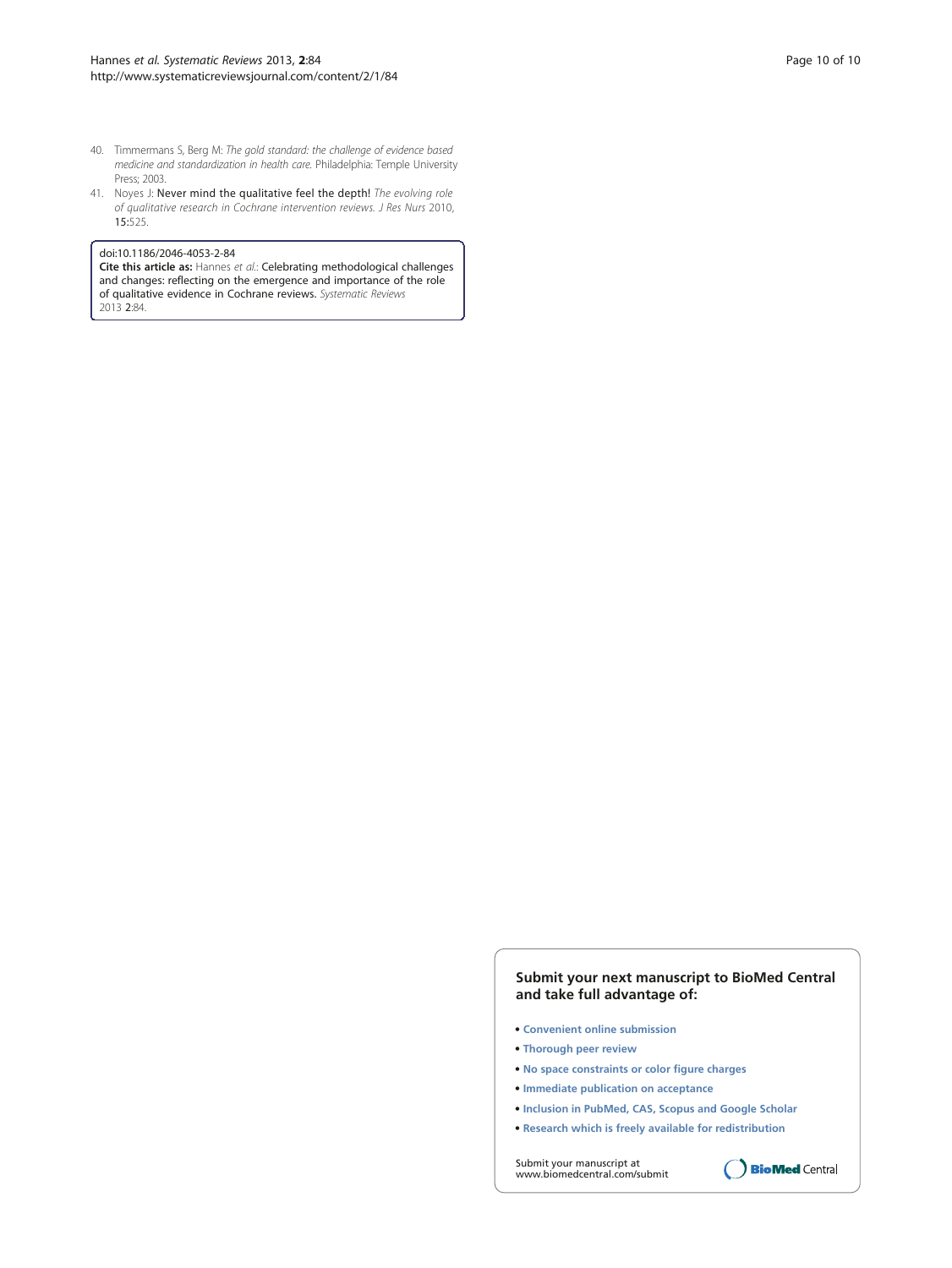40. Timmermans S, Berg M: *The gold standard: the challenge of evidence based medicine and standardization in health care.* Philadelphia: Temple University Press; 2003.
41. Noyes J: Never mind the qualitative feel the depth! *The evolving role of qualitative research in Cochrane intervention reviews. J Res Nurs* 2010, **15:**525.

doi:10.1186/2046-4053-2-84
**Cite this article as:** Hannes *et al.*: Celebrating methodological challenges and changes: reflecting on the emergence and importance of the role of qualitative evidence in Cochrane reviews. *Systematic Reviews* 2013 **2**:84.

**Submit your next manuscript to BioMed Central and take full advantage of:**

- **Convenient online submission**
- **Thorough peer review**
- **No space constraints or color figure charges**
- **Immediate publication on acceptance**
- **Inclusion in PubMed, CAS, Scopus and Google Scholar**
- **Research which is freely available for redistribution**

Submit your manuscript at
www.biomedcentral.com/submit

BioMed Central